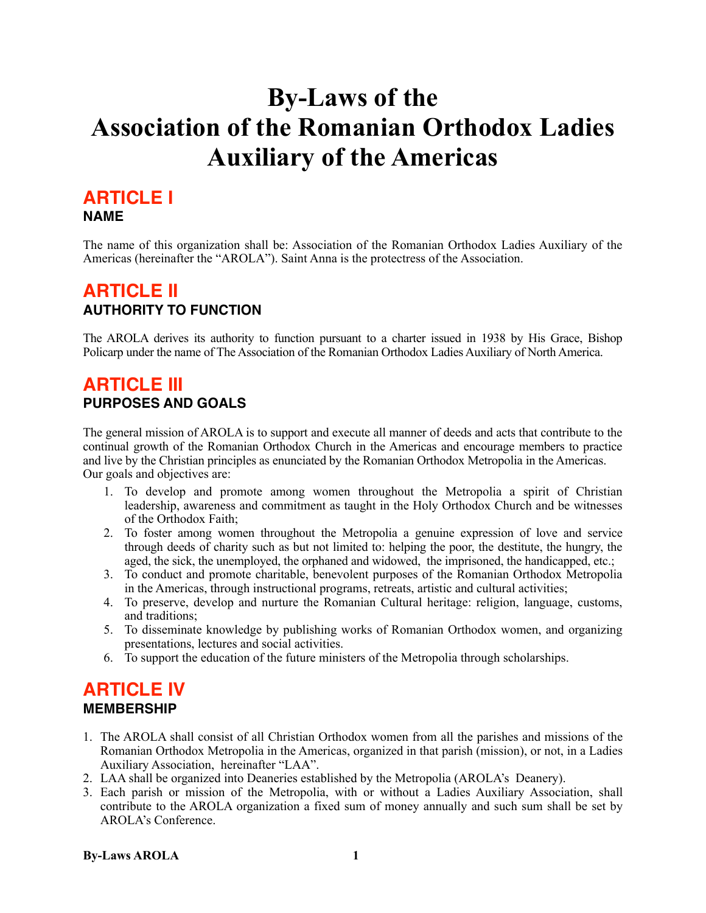# By-Laws of the Association of the Romanian Orthodox Ladies Auxiliary of the Americas

## ARTICLE I
### NAME

The name of this organization shall be: Association of the Romanian Orthodox Ladies Auxiliary of the Americas (hereinafter the "AROLA"). Saint Anna is the protectress of the Association.

## ARTICLE II
### AUTHORITY TO FUNCTION

The AROLA derives its authority to function pursuant to a charter issued in 1938 by His Grace, Bishop Policarp under the name of The Association of the Romanian Orthodox Ladies Auxiliary of North America.

## ARTICLE III
### PURPOSES AND GOALS

The general mission of AROLA is to support and execute all manner of deeds and acts that contribute to the continual growth of the Romanian Orthodox Church in the Americas and encourage members to practice and live by the Christian principles as enunciated by the Romanian Orthodox Metropolia in the Americas. Our goals and objectives are:

1. To develop and promote among women throughout the Metropolia a spirit of Christian leadership, awareness and commitment as taught in the Holy Orthodox Church and be witnesses of the Orthodox Faith;
2. To foster among women throughout the Metropolia a genuine expression of love and service through deeds of charity such as but not limited to: helping the poor, the destitute, the hungry, the aged, the sick, the unemployed, the orphaned and widowed, the imprisoned, the handicapped, etc.;
3. To conduct and promote charitable, benevolent purposes of the Romanian Orthodox Metropolia in the Americas, through instructional programs, retreats, artistic and cultural activities;
4. To preserve, develop and nurture the Romanian Cultural heritage: religion, language, customs, and traditions;
5. To disseminate knowledge by publishing works of Romanian Orthodox women, and organizing presentations, lectures and social activities.
6. To support the education of the future ministers of the Metropolia through scholarships.

## ARTICLE IV
### MEMBERSHIP

1. The AROLA shall consist of all Christian Orthodox women from all the parishes and missions of the Romanian Orthodox Metropolia in the Americas, organized in that parish (mission), or not, in a Ladies Auxiliary Association, hereinafter "LAA".
2. LAA shall be organized into Deaneries established by the Metropolia (AROLA's Deanery).
3. Each parish or mission of the Metropolia, with or without a Ladies Auxiliary Association, shall contribute to the AROLA organization a fixed sum of money annually and such sum shall be set by AROLA's Conference.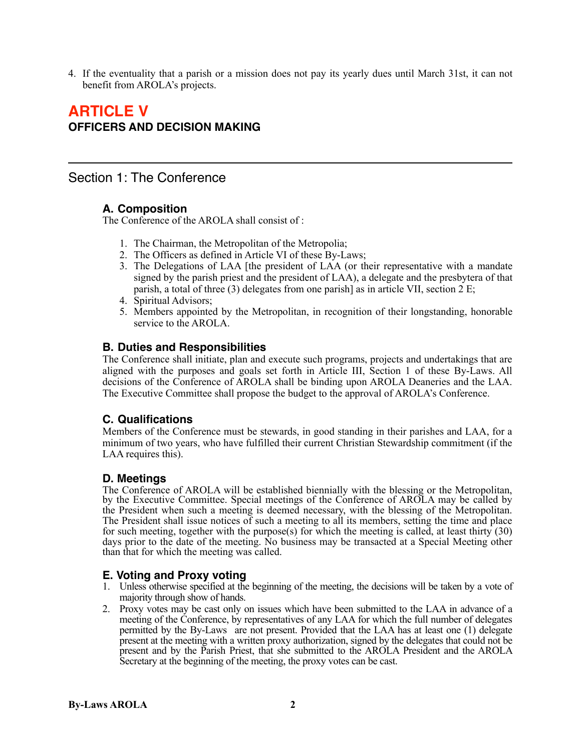4. If the eventuality that a parish or a mission does not pay its yearly dues until March 31st, it can not benefit from AROLA's projects.

# ARTICLE V
## OFFICERS AND DECISION MAKING

---

## Section 1: The Conference

### A. Composition

The Conference of the AROLA shall consist of :

1. The Chairman, the Metropolitan of the Metropolia;
2. The Officers as defined in Article VI of these By-Laws;
3. The Delegations of LAA [the president of LAA (or their representative with a mandate signed by the parish priest and the president of LAA), a delegate and the presbytera of that parish, a total of three (3) delegates from one parish] as in article VII, section 2 E;
4. Spiritual Advisors;
5. Members appointed by the Metropolitan, in recognition of their longstanding, honorable service to the AROLA.

### B. Duties and Responsibilities

The Conference shall initiate, plan and execute such programs, projects and undertakings that are aligned with the purposes and goals set forth in Article III, Section 1 of these By-Laws. All decisions of the Conference of AROLA shall be binding upon AROLA Deaneries and the LAA. The Executive Committee shall propose the budget to the approval of AROLA's Conference.

### C. Qualifications

Members of the Conference must be stewards, in good standing in their parishes and LAA, for a minimum of two years, who have fulfilled their current Christian Stewardship commitment (if the LAA requires this).

### D. Meetings

The Conference of AROLA will be established biennially with the blessing or the Metropolitan, by the Executive Committee. Special meetings of the Conference of AROLA may be called by the President when such a meeting is deemed necessary, with the blessing of the Metropolitan. The President shall issue notices of such a meeting to all its members, setting the time and place for such meeting, together with the purpose(s) for which the meeting is called, at least thirty (30) days prior to the date of the meeting. No business may be transacted at a Special Meeting other than that for which the meeting was called.

### E. Voting and Proxy voting

1. Unless otherwise specified at the beginning of the meeting, the decisions will be taken by a vote of majority through show of hands.
2. Proxy votes may be cast only on issues which have been submitted to the LAA in advance of a meeting of the Conference, by representatives of any LAA for which the full number of delegates permitted by the By-Laws are not present. Provided that the LAA has at least one (1) delegate present at the meeting with a written proxy authorization, signed by the delegates that could not be present and by the Parish Priest, that she submitted to the AROLA President and the AROLA Secretary at the beginning of the meeting, the proxy votes can be cast.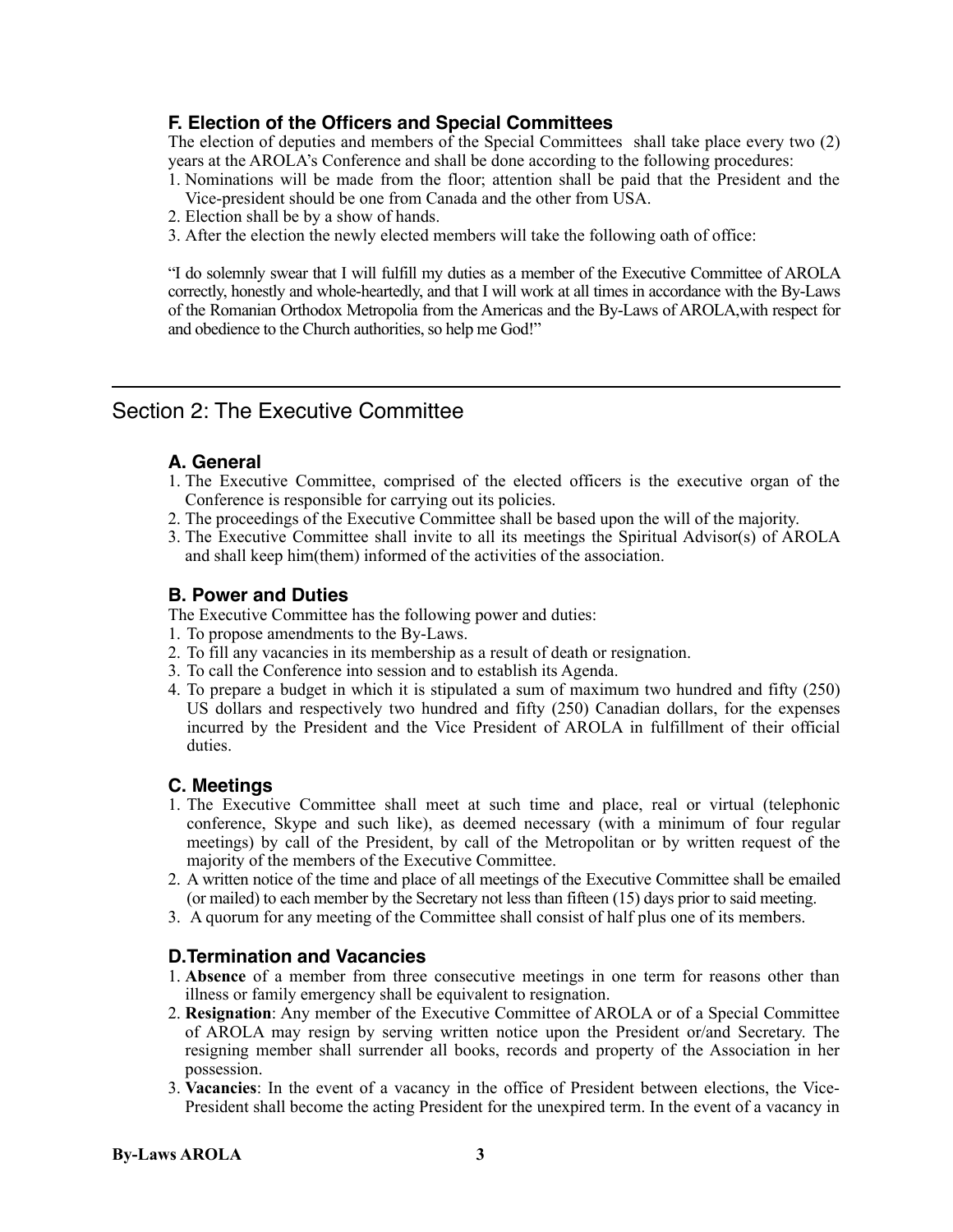### F. Election of the Officers and Special Committees

The election of deputies and members of the Special Committees shall take place every two (2) years at the AROLA's Conference and shall be done according to the following procedures:

1. Nominations will be made from the floor; attention shall be paid that the President and the Vice-president should be one from Canada and the other from USA.
2. Election shall be by a show of hands.
3. After the election the newly elected members will take the following oath of office:

"I do solemnly swear that I will fulfill my duties as a member of the Executive Committee of AROLA correctly, honestly and whole-heartedly, and that I will work at all times in accordance with the By-Laws of the Romanian Orthodox Metropolia from the Americas and the By-Laws of AROLA,with respect for and obedience to the Church authorities, so help me God!"

---

## Section 2: The Executive Committee

### A. General

1. The Executive Committee, comprised of the elected officers is the executive organ of the Conference is responsible for carrying out its policies.
2. The proceedings of the Executive Committee shall be based upon the will of the majority.
3. The Executive Committee shall invite to all its meetings the Spiritual Advisor(s) of AROLA and shall keep him(them) informed of the activities of the association.

### B. Power and Duties

The Executive Committee has the following power and duties:

1. To propose amendments to the By-Laws.
2. To fill any vacancies in its membership as a result of death or resignation.
3. To call the Conference into session and to establish its Agenda.
4. To prepare a budget in which it is stipulated a sum of maximum two hundred and fifty (250) US dollars and respectively two hundred and fifty (250) Canadian dollars, for the expenses incurred by the President and the Vice President of AROLA in fulfillment of their official duties.

### C. Meetings

1. The Executive Committee shall meet at such time and place, real or virtual (telephonic conference, Skype and such like), as deemed necessary (with a minimum of four regular meetings) by call of the President, by call of the Metropolitan or by written request of the majority of the members of the Executive Committee.
2. A written notice of the time and place of all meetings of the Executive Committee shall be emailed (or mailed) to each member by the Secretary not less than fifteen (15) days prior to said meeting.
3. A quorum for any meeting of the Committee shall consist of half plus one of its members.

### D.Termination and Vacancies

1. **Absence** of a member from three consecutive meetings in one term for reasons other than illness or family emergency shall be equivalent to resignation.
2. **Resignation**: Any member of the Executive Committee of AROLA or of a Special Committee of AROLA may resign by serving written notice upon the President or/and Secretary. The resigning member shall surrender all books, records and property of the Association in her possession.
3. **Vacancies**: In the event of a vacancy in the office of President between elections, the Vice-President shall become the acting President for the unexpired term. In the event of a vacancy in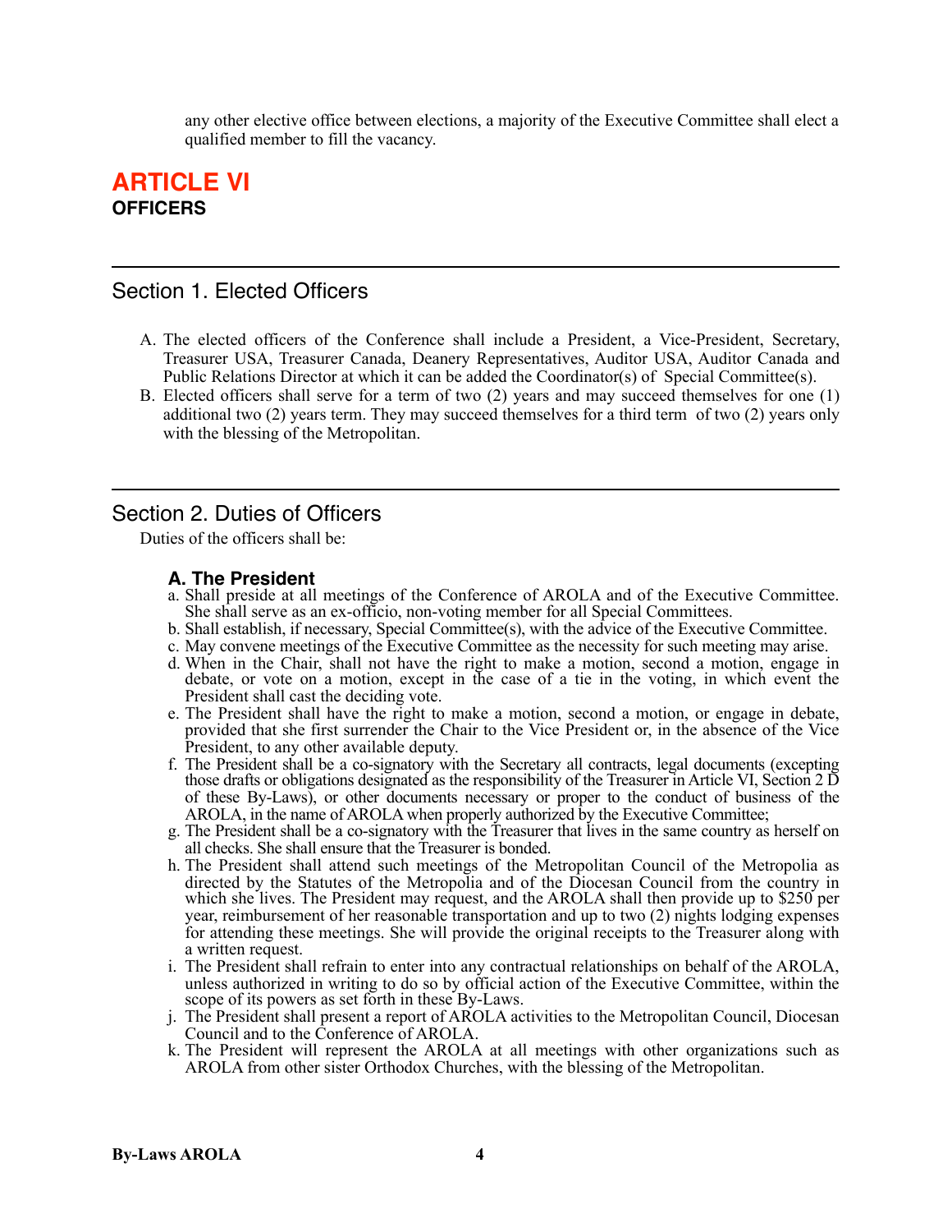any other elective office between elections, a majority of the Executive Committee shall elect a qualified member to fill the vacancy.

# ARTICLE VI
**OFFICERS**

---

## Section 1. Elected Officers

A. The elected officers of the Conference shall include a President, a Vice-President, Secretary, Treasurer USA, Treasurer Canada, Deanery Representatives, Auditor USA, Auditor Canada and Public Relations Director at which it can be added the Coordinator(s) of Special Committee(s).
B. Elected officers shall serve for a term of two (2) years and may succeed themselves for one (1) additional two (2) years term. They may succeed themselves for a third term of two (2) years only with the blessing of the Metropolitan.

---

## Section 2. Duties of Officers

Duties of the officers shall be:

### A. The President

a. Shall preside at all meetings of the Conference of AROLA and of the Executive Committee. She shall serve as an ex-officio, non-voting member for all Special Committees.
b. Shall establish, if necessary, Special Committee(s), with the advice of the Executive Committee.
c. May convene meetings of the Executive Committee as the necessity for such meeting may arise.
d. When in the Chair, shall not have the right to make a motion, second a motion, engage in debate, or vote on a motion, except in the case of a tie in the voting, in which event the President shall cast the deciding vote.
e. The President shall have the right to make a motion, second a motion, or engage in debate, provided that she first surrender the Chair to the Vice President or, in the absence of the Vice President, to any other available deputy.
f. The President shall be a co-signatory with the Secretary all contracts, legal documents (excepting those drafts or obligations designated as the responsibility of the Treasurer in Article VI, Section 2 D of these By-Laws), or other documents necessary or proper to the conduct of business of the AROLA, in the name of AROLA when properly authorized by the Executive Committee;
g. The President shall be a co-signatory with the Treasurer that lives in the same country as herself on all checks. She shall ensure that the Treasurer is bonded.
h. The President shall attend such meetings of the Metropolitan Council of the Metropolia as directed by the Statutes of the Metropolia and of the Diocesan Council from the country in which she lives. The President may request, and the AROLA shall then provide up to $250 per year, reimbursement of her reasonable transportation and up to two (2) nights lodging expenses for attending these meetings. She will provide the original receipts to the Treasurer along with a written request.
i. The President shall refrain to enter into any contractual relationships on behalf of the AROLA, unless authorized in writing to do so by official action of the Executive Committee, within the scope of its powers as set forth in these By-Laws.
j. The President shall present a report of AROLA activities to the Metropolitan Council, Diocesan Council and to the Conference of AROLA.
k. The President will represent the AROLA at all meetings with other organizations such as AROLA from other sister Orthodox Churches, with the blessing of the Metropolitan.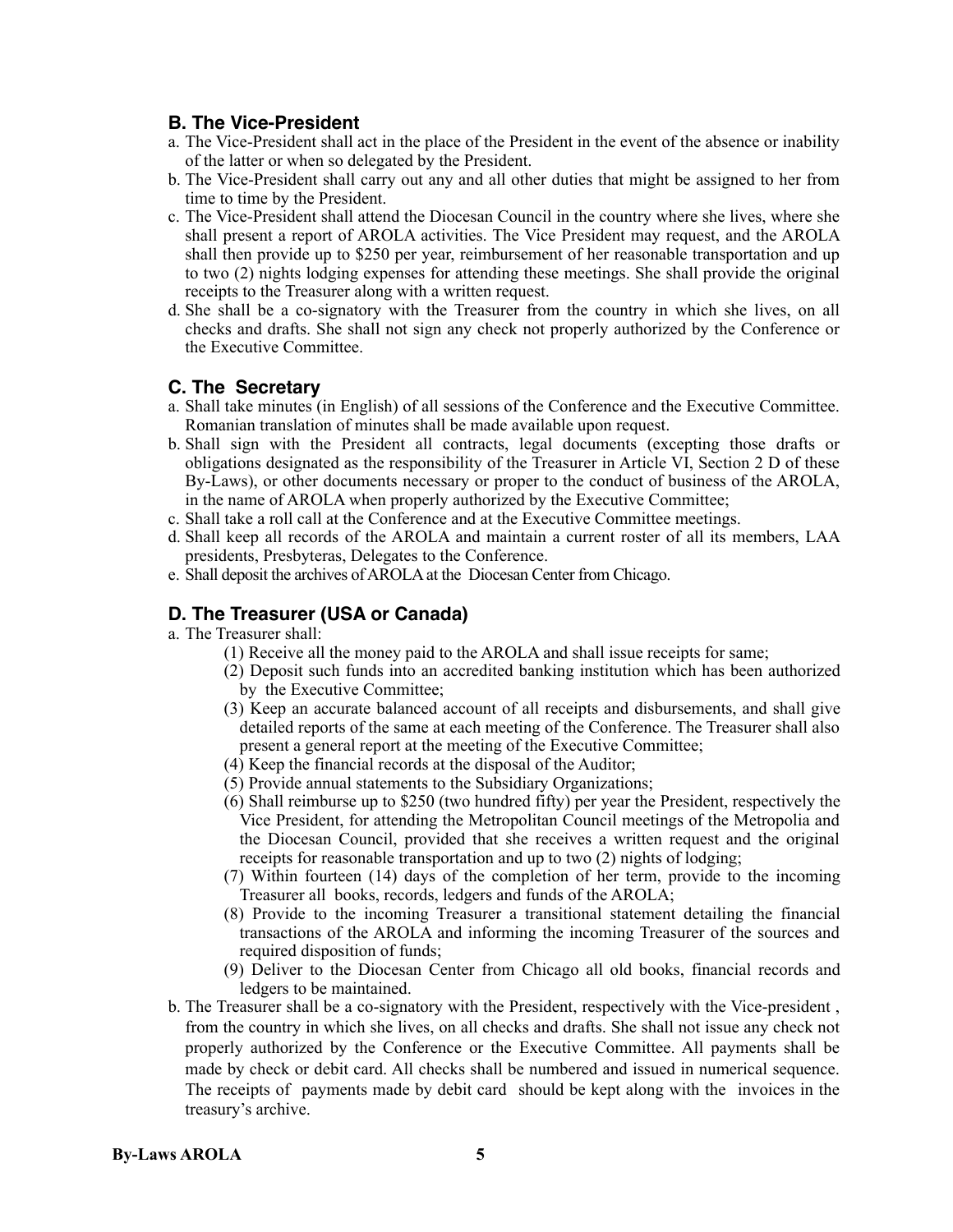### B. The Vice-President

a. The Vice-President shall act in the place of the President in the event of the absence or inability of the latter or when so delegated by the President.
b. The Vice-President shall carry out any and all other duties that might be assigned to her from time to time by the President.
c. The Vice-President shall attend the Diocesan Council in the country where she lives, where she shall present a report of AROLA activities. The Vice President may request, and the AROLA shall then provide up to $250 per year, reimbursement of her reasonable transportation and up to two (2) nights lodging expenses for attending these meetings. She shall provide the original receipts to the Treasurer along with a written request.
d. She shall be a co-signatory with the Treasurer from the country in which she lives, on all checks and drafts. She shall not sign any check not properly authorized by the Conference or the Executive Committee.

### C. The Secretary

a. Shall take minutes (in English) of all sessions of the Conference and the Executive Committee. Romanian translation of minutes shall be made available upon request.
b. Shall sign with the President all contracts, legal documents (excepting those drafts or obligations designated as the responsibility of the Treasurer in Article VI, Section 2 D of these By-Laws), or other documents necessary or proper to the conduct of business of the AROLA, in the name of AROLA when properly authorized by the Executive Committee;
c. Shall take a roll call at the Conference and at the Executive Committee meetings.
d. Shall keep all records of the AROLA and maintain a current roster of all its members, LAA presidents, Presbyteras, Delegates to the Conference.
e. Shall deposit the archives of AROLA at the Diocesan Center from Chicago.

### D. The Treasurer (USA or Canada)

a. The Treasurer shall:
   (1) Receive all the money paid to the AROLA and shall issue receipts for same;
   (2) Deposit such funds into an accredited banking institution which has been authorized by the Executive Committee;
   (3) Keep an accurate balanced account of all receipts and disbursements, and shall give detailed reports of the same at each meeting of the Conference. The Treasurer shall also present a general report at the meeting of the Executive Committee;
   (4) Keep the financial records at the disposal of the Auditor;
   (5) Provide annual statements to the Subsidiary Organizations;
   (6) Shall reimburse up to $250 (two hundred fifty) per year the President, respectively the Vice President, for attending the Metropolitan Council meetings of the Metropolia and the Diocesan Council, provided that she receives a written request and the original receipts for reasonable transportation and up to two (2) nights of lodging;
   (7) Within fourteen (14) days of the completion of her term, provide to the incoming Treasurer all books, records, ledgers and funds of the AROLA;
   (8) Provide to the incoming Treasurer a transitional statement detailing the financial transactions of the AROLA and informing the incoming Treasurer of the sources and required disposition of funds;
   (9) Deliver to the Diocesan Center from Chicago all old books, financial records and ledgers to be maintained.
b. The Treasurer shall be a co-signatory with the President, respectively with the Vice-president , from the country in which she lives, on all checks and drafts. She shall not issue any check not properly authorized by the Conference or the Executive Committee. All payments shall be made by check or debit card. All checks shall be numbered and issued in numerical sequence. The receipts of payments made by debit card should be kept along with the invoices in the treasury's archive.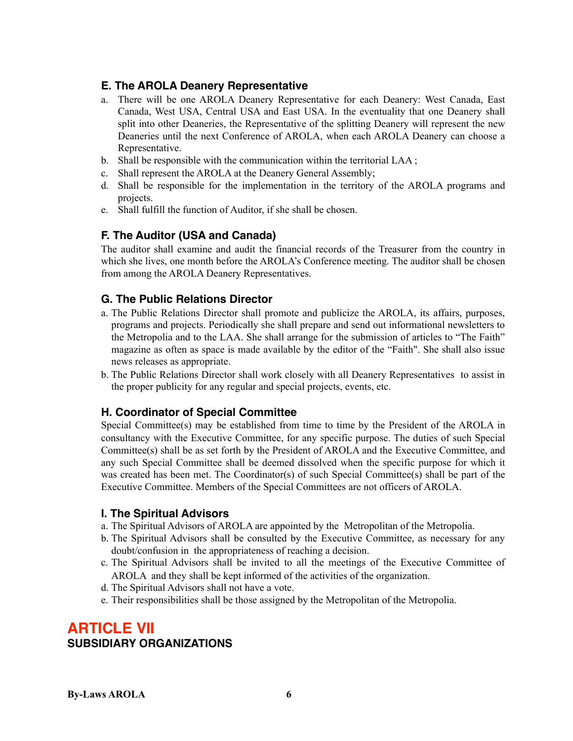### E. The AROLA Deanery Representative

a. There will be one AROLA Deanery Representative for each Deanery: West Canada, East Canada, West USA, Central USA and East USA. In the eventuality that one Deanery shall split into other Deaneries, the Representative of the splitting Deanery will represent the new Deaneries until the next Conference of AROLA, when each AROLA Deanery can choose a Representative.
b. Shall be responsible with the communication within the territorial LAA ;
c. Shall represent the AROLA at the Deanery General Assembly;
d. Shall be responsible for the implementation in the territory of the AROLA programs and projects.
e. Shall fulfill the function of Auditor, if she shall be chosen.

### F. The Auditor (USA and Canada)

The auditor shall examine and audit the financial records of the Treasurer from the country in which she lives, one month before the AROLA's Conference meeting. The auditor shall be chosen from among the AROLA Deanery Representatives.

### G. The Public Relations Director

a. The Public Relations Director shall promote and publicize the AROLA, its affairs, purposes, programs and projects. Periodically she shall prepare and send out informational newsletters to the Metropolia and to the LAA. She shall arrange for the submission of articles to "The Faith" magazine as often as space is made available by the editor of the "Faith". She shall also issue news releases as appropriate.
b. The Public Relations Director shall work closely with all Deanery Representatives to assist in the proper publicity for any regular and special projects, events, etc.

### H. Coordinator of Special Committee

Special Committee(s) may be established from time to time by the President of the AROLA in consultancy with the Executive Committee, for any specific purpose. The duties of such Special Committee(s) shall be as set forth by the President of AROLA and the Executive Committee, and any such Special Committee shall be deemed dissolved when the specific purpose for which it was created has been met. The Coordinator(s) of such Special Committee(s) shall be part of the Executive Committee. Members of the Special Committees are not officers of AROLA.

### I. The Spiritual Advisors

a. The Spiritual Advisors of AROLA are appointed by the Metropolitan of the Metropolia.
b. The Spiritual Advisors shall be consulted by the Executive Committee, as necessary for any doubt/confusion in the appropriateness of reaching a decision.
c. The Spiritual Advisors shall be invited to all the meetings of the Executive Committee of AROLA and they shall be kept informed of the activities of the organization.
d. The Spiritual Advisors shall not have a vote.
e. Their responsibilities shall be those assigned by the Metropolitan of the Metropolia.

## ARTICLE VII
**SUBSIDIARY ORGANIZATIONS**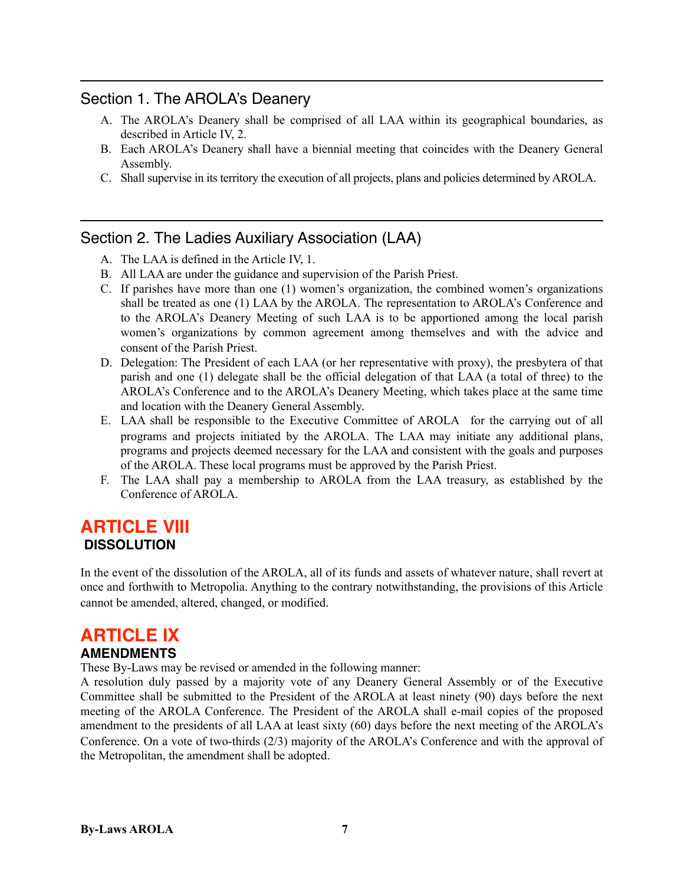## Section 1. The AROLA's Deanery

A. The AROLA's Deanery shall be comprised of all LAA within its geographical boundaries, as described in Article IV, 2.
B. Each AROLA's Deanery shall have a biennial meeting that coincides with the Deanery General Assembly.
C. Shall supervise in its territory the execution of all projects, plans and policies determined by AROLA.

## Section 2. The Ladies Auxiliary Association (LAA)

A. The LAA is defined in the Article IV, 1.
B. All LAA are under the guidance and supervision of the Parish Priest.
C. If parishes have more than one (1) women's organization, the combined women's organizations shall be treated as one (1) LAA by the AROLA. The representation to AROLA's Conference and to the AROLA's Deanery Meeting of such LAA is to be apportioned among the local parish women's organizations by common agreement among themselves and with the advice and consent of the Parish Priest.
D. Delegation: The President of each LAA (or her representative with proxy), the presbytera of that parish and one (1) delegate shall be the official delegation of that LAA (a total of three) to the AROLA's Conference and to the AROLA's Deanery Meeting, which takes place at the same time and location with the Deanery General Assembly.
E. LAA shall be responsible to the Executive Committee of AROLA for the carrying out of all programs and projects initiated by the AROLA. The LAA may initiate any additional plans, programs and projects deemed necessary for the LAA and consistent with the goals and purposes of the AROLA. These local programs must be approved by the Parish Priest.
F. The LAA shall pay a membership to AROLA from the LAA treasury, as established by the Conference of AROLA.

# ARTICLE VIII

## DISSOLUTION

In the event of the dissolution of the AROLA, all of its funds and assets of whatever nature, shall revert at once and forthwith to Metropolia. Anything to the contrary notwithstanding, the provisions of this Article cannot be amended, altered, changed, or modified.

# ARTICLE IX

## AMENDMENTS

These By-Laws may be revised or amended in the following manner:
A resolution duly passed by a majority vote of any Deanery General Assembly or of the Executive Committee shall be submitted to the President of the AROLA at least ninety (90) days before the next meeting of the AROLA Conference. The President of the AROLA shall e-mail copies of the proposed amendment to the presidents of all LAA at least sixty (60) days before the next meeting of the AROLA's Conference. On a vote of two-thirds (2/3) majority of the AROLA's Conference and with the approval of the Metropolitan, the amendment shall be adopted.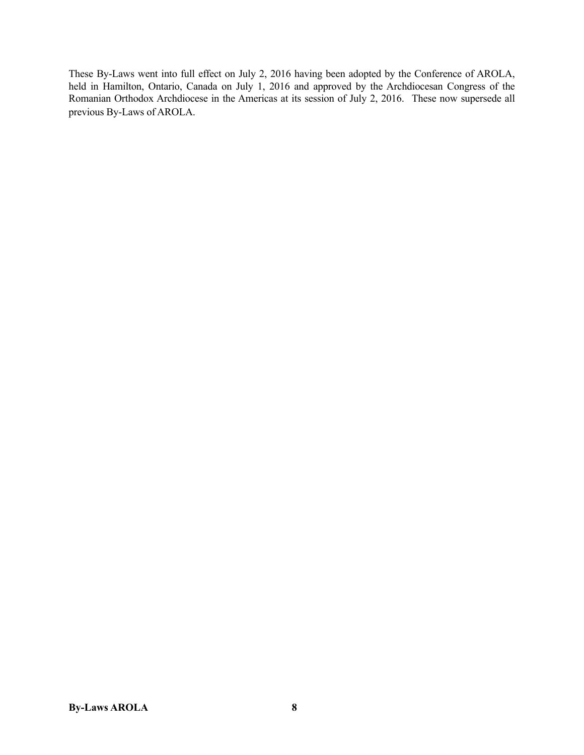These By-Laws went into full effect on July 2, 2016 having been adopted by the Conference of AROLA, held in Hamilton, Ontario, Canada on July 1, 2016 and approved by the Archdiocesan Congress of the Romanian Orthodox Archdiocese in the Americas at its session of July 2, 2016. These now supersede all previous By-Laws of AROLA.